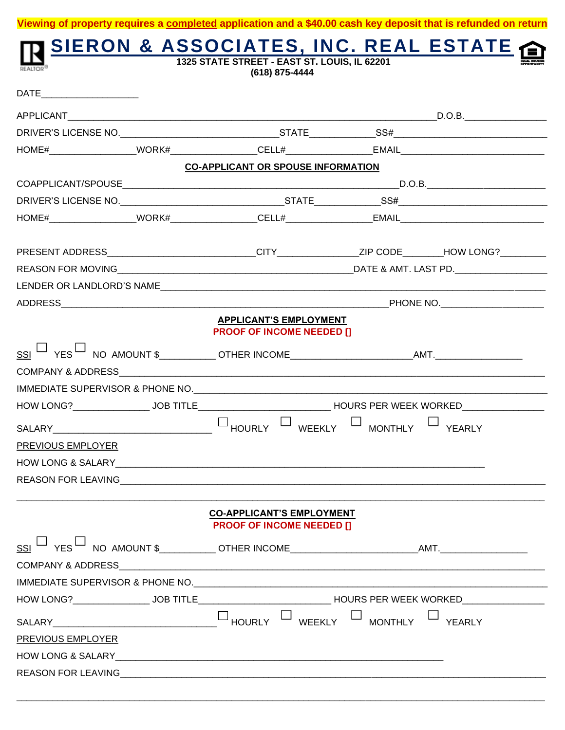**Viewing of property requires a completed application and a $40.00 cash key deposit that is refunded on return**

# SIERON & ASSOCIATES, INC. REAL ESTATE

**1325 STATE STREET - EAST ST. LOUIS, IL 62201**
**(618) 875-4444**

DATE__________________

APPLICANT______________________________________________________________________D.O.B.______________

DRIVER'S LICENSE NO.______________________________STATE____________SS#___________________________

HOME#________________WORK#________________CELL#________________EMAIL___________________________

**CO-APPLICANT OR SPOUSE INFORMATION**

COAPPLICANT/SPOUSE____________________________________________________D.O.B.______________________

DRIVER'S LICENSE NO.______________________________STATE____________SS#___________________________

HOME#________________WORK#________________CELL#________________EMAIL___________________________

PRESENT ADDRESS___________________________CITY_______________ZIP CODE_______HOW LONG?_________

REASON FOR MOVING_____________________________________________DATE & AMT. LAST PD._________________

LENDER OR LANDLORD'S NAME__________________________________________________________________________

ADDRESS__________________________________________________________________PHONE NO.____________________

**APPLICANT'S EMPLOYMENT**

**PROOF OF INCOME NEEDED []**

SSI ☐ YES ☐ NO AMOUNT $__________ OTHER INCOME_______________________AMT.________________

COMPANY & ADDRESS_______________________________________________________________________________

IMMEDIATE SUPERVISOR & PHONE NO.______________________________________________________________

HOW LONG?______________ JOB TITLE_________________________ HOURS PER WEEK WORKED_______________

SALARY______________________________ ☐ HOURLY ☐ WEEKLY ☐ MONTHLY ☐ YEARLY

PREVIOUS EMPLOYER

HOW LONG & SALARY_____________________________________________________________________

REASON FOR LEAVING_______________________________________________________________________________

_________________________________________________________________________________________________

**CO-APPLICANT'S EMPLOYMENT**

**PROOF OF INCOME NEEDED []**

SSI ☐ YES ☐ NO AMOUNT $__________ OTHER INCOME_______________________AMT.________________

COMPANY & ADDRESS_______________________________________________________________________________

IMMEDIATE SUPERVISOR & PHONE NO.______________________________________________________________

HOW LONG?______________ JOB TITLE_________________________ HOURS PER WEEK WORKED_______________

SALARY______________________________ ☐ HOURLY ☐ WEEKLY ☐ MONTHLY ☐ YEARLY

PREVIOUS EMPLOYER

HOW LONG & SALARY_______________________________________________________________

REASON FOR LEAVING_______________________________________________________________________________

_________________________________________________________________________________________________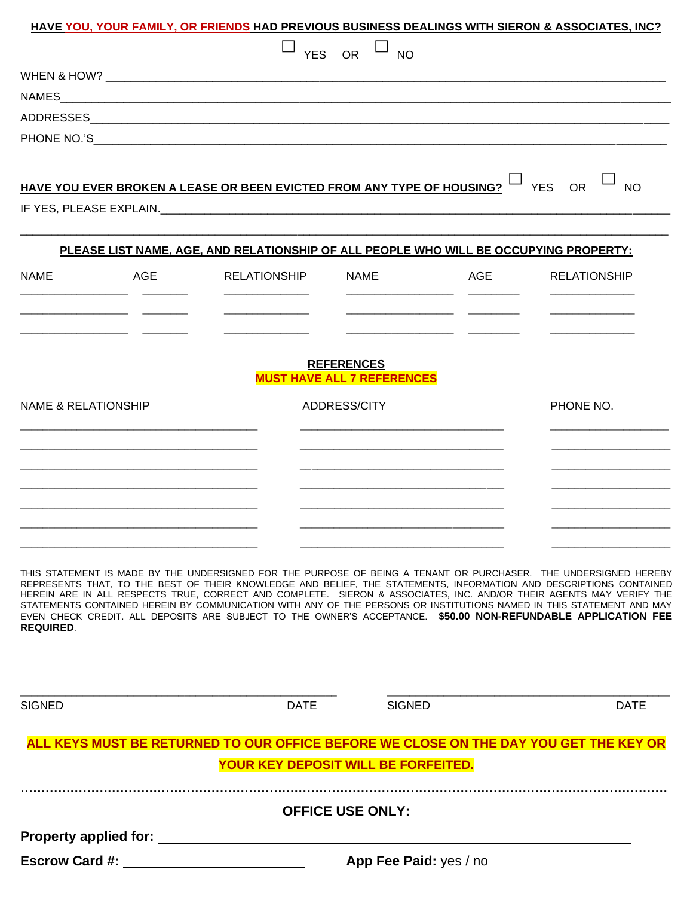**HAVE YOU, YOUR FAMILY, OR FRIENDS HAD PREVIOUS BUSINESS DEALINGS WITH SIERON & ASSOCIATES, INC?**

☐ YES OR ☐ NO

WHEN & HOW? ______________________________________________________________________________

NAMES_____________________________________________________________________________________

ADDRESSES_________________________________________________________________________________

PHONE NO.'S________________________________________________________________________________

**HAVE YOU EVER BROKEN A LEASE OR BEEN EVICTED FROM ANY TYPE OF HOUSING?** ☐ YES OR ☐ NO

IF YES, PLEASE EXPLAIN.____________________________________________________________________

__________________________________________________________________________________________

**PLEASE LIST NAME, AGE, AND RELATIONSHIP OF ALL PEOPLE WHO WILL BE OCCUPYING PROPERTY:**

| NAME | AGE | RELATIONSHIP | NAME | AGE | RELATIONSHIP |
|---|---|---|---|---|---|
| | | | | | |
| | | | | | |
| | | | | | |

## REFERENCES

**MUST HAVE ALL 7 REFERENCES**

| NAME & RELATIONSHIP | ADDRESS/CITY | PHONE NO. |
|---|---|---|
| | | |
| | | |
| | | |
| | | |
| | | |
| | | |
| | | |

THIS STATEMENT IS MADE BY THE UNDERSIGNED FOR THE PURPOSE OF BEING A TENANT OR PURCHASER. THE UNDERSIGNED HEREBY REPRESENTS THAT, TO THE BEST OF THEIR KNOWLEDGE AND BELIEF, THE STATEMENTS, INFORMATION AND DESCRIPTIONS CONTAINED HEREIN ARE IN ALL RESPECTS TRUE, CORRECT AND COMPLETE. SIERON & ASSOCIATES, INC. AND/OR THEIR AGENTS MAY VERIFY THE STATEMENTS CONTAINED HEREIN BY COMMUNICATION WITH ANY OF THE PERSONS OR INSTITUTIONS NAMED IN THIS STATEMENT AND MAY EVEN CHECK CREDIT. ALL DEPOSITS ARE SUBJECT TO THE OWNER'S ACCEPTANCE. **$50.00 NON-REFUNDABLE APPLICATION FEE REQUIRED**.

_______________________________________ ______________________________________

SIGNED DATE SIGNED DATE

**ALL KEYS MUST BE RETURNED TO OUR OFFICE BEFORE WE CLOSE ON THE DAY YOU GET THE KEY OR YOUR KEY DEPOSIT WILL BE FORFEITED.**

**OFFICE USE ONLY:**

**Property applied for:** ________________________________________

**Escrow Card #:** ____________________ **App Fee Paid:** yes / no